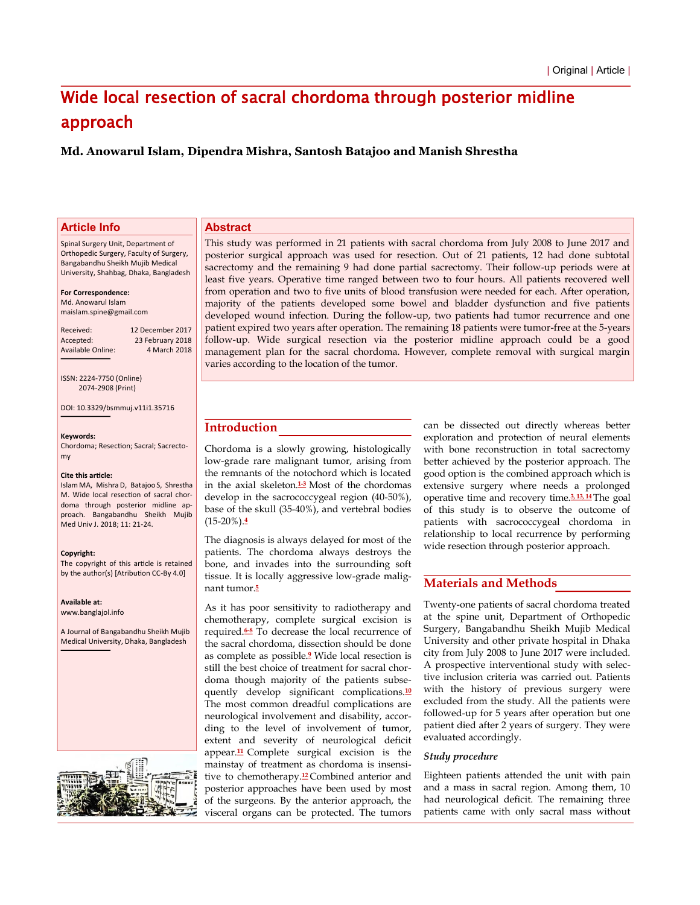| Original | Article |

# Wide local resection of sacral chordoma through posterior midline approach

**Md. Anowarul Islam, Dipendra Mishra, Santosh Batajoo and Manish Shrestha**

## Article Info

Spinal Surgery Unit, Department of Orthopedic Surgery, Faculty of Surgery, Bangabandhu Sheikh Mujib Medical University, Shahbag, Dhaka, Bangladesh

**For Correspondence:**
Md. Anowarul Islam
maislam.spine@gmail.com

Received: 12 December 2017
Accepted: 23 February 2018
Available Online: 4 March 2018

ISSN: 2224-7750 (Online)
2074-2908 (Print)

DOI: 10.3329/bsmmuj.v11i1.35716

**Keywords:**
Chordoma; Resection; Sacral; Sacrectomy

**Cite this article:**
Islam MA, Mishra D, Batajoo S, Shrestha M. Wide local resection of sacral chordoma through posterior midline approach. Bangabandhu Sheikh Mujib Med Univ J. 2018; 11: 21-24.

**Copyright:**
The copyright of this article is retained by the author(s) [Atribution CC-By 4.0]

**Available at:**
www.banglajol.info

A Journal of Bangabandhu Sheikh Mujib Medical University, Dhaka, Bangladesh

## Abstract

This study was performed in 21 patients with sacral chordoma from July 2008 to June 2017 and posterior surgical approach was used for resection. Out of 21 patients, 12 had done subtotal sacrectomy and the remaining 9 had done partial sacrectomy. Their follow-up periods were at least five years. Operative time ranged between two to four hours. All patients recovered well from operation and two to five units of blood transfusion were needed for each. After operation, majority of the patients developed some bowel and bladder dysfunction and five patients developed wound infection. During the follow-up, two patients had tumor recurrence and one patient expired two years after operation. The remaining 18 patients were tumor-free at the 5-years follow-up. Wide surgical resection via the posterior midline approach could be a good management plan for the sacral chordoma. However, complete removal with surgical margin varies according to the location of the tumor.

## Introduction

Chordoma is a slowly growing, histologically low-grade rare malignant tumor, arising from the remnants of the notochord which is located in the axial skeleton.[1-3] Most of the chordomas develop in the sacrococcygeal region (40-50%), base of the skull (35-40%), and vertebral bodies (15-20%).[4]

The diagnosis is always delayed for most of the patients. The chordoma always destroys the bone, and invades into the surrounding soft tissue. It is locally aggressive low-grade malignant tumor.[5]

As it has poor sensitivity to radiotherapy and chemotherapy, complete surgical excision is required.[6-8] To decrease the local recurrence of the sacral chordoma, dissection should be done as complete as possible.[9] Wide local resection is still the best choice of treatment for sacral chordoma though majority of the patients subsequently develop significant complications.[10] The most common dreadful complications are neurological involvement and disability, according to the level of involvement of tumor, extent and severity of neurological deficit appear.[11] Complete surgical excision is the mainstay of treatment as chordoma is insensitive to chemotherapy.[12] Combined anterior and posterior approaches have been used by most of the surgeons. By the anterior approach, the visceral organs can be protected. The tumors can be dissected out directly whereas better exploration and protection of neural elements with bone reconstruction in total sacrectomy better achieved by the posterior approach. The good option is the combined approach which is extensive surgery where needs a prolonged operative time and recovery time.[3, 13, 14] The goal of this study is to observe the outcome of patients with sacrococcygeal chordoma in relationship to local recurrence by performing wide resection through posterior approach.

## Materials and Methods

Twenty-one patients of sacral chordoma treated at the spine unit, Department of Orthopedic Surgery, Bangabandhu Sheikh Mujib Medical University and other private hospital in Dhaka city from July 2008 to June 2017 were included. A prospective interventional study with selective inclusion criteria was carried out. Patients with the history of previous surgery were excluded from the study. All the patients were followed-up for 5 years after operation but one patient died after 2 years of surgery. They were evaluated accordingly.

### *Study procedure*

Eighteen patients attended the unit with pain and a mass in sacral region. Among them, 10 had neurological deficit. The remaining three patients came with only sacral mass without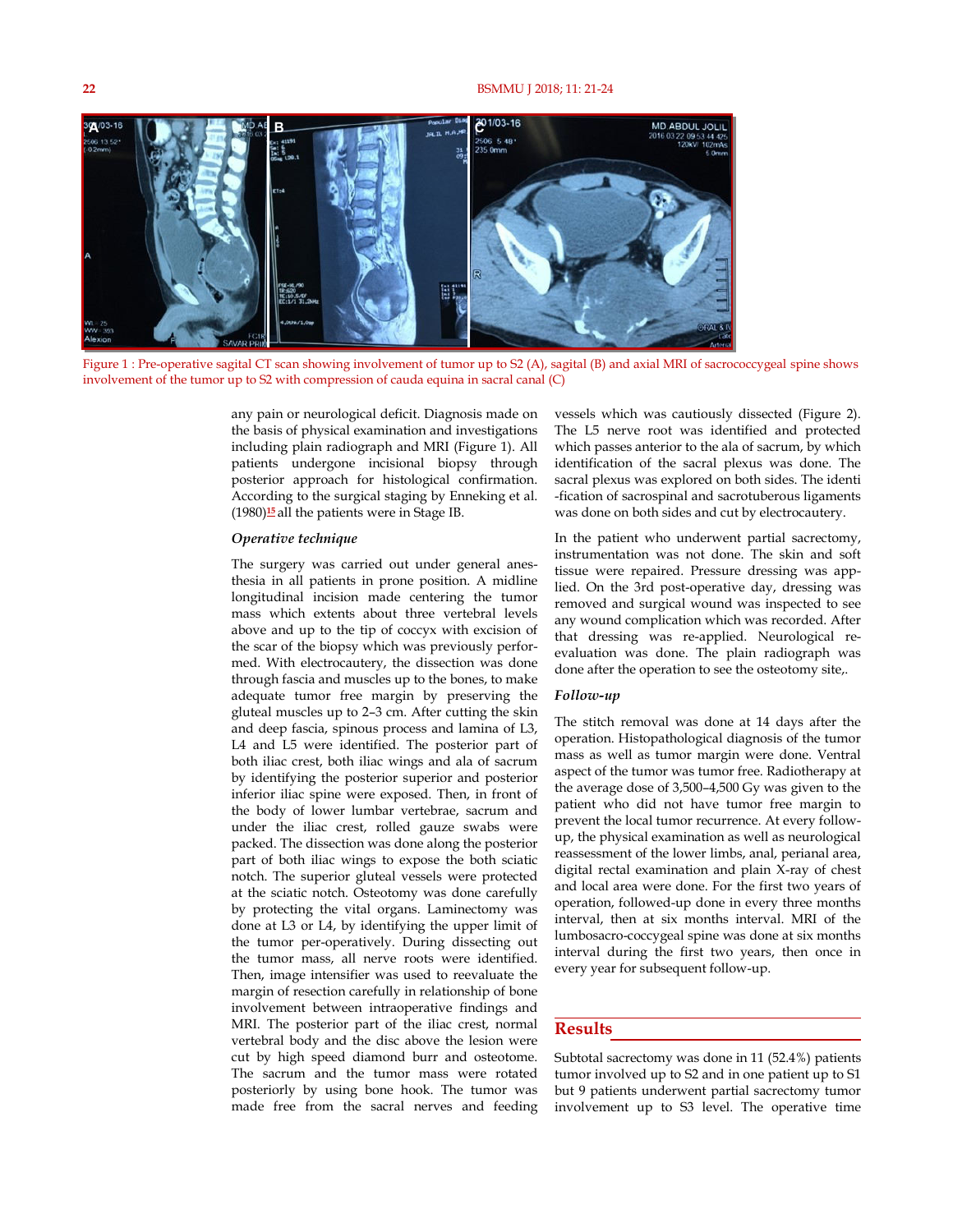Figure 1 : Pre-operative sagital CT scan showing involvement of tumor up to S2 (A), sagital (B) and axial MRI of sacrococcygeal spine shows involvement of the tumor up to S2 with compression of cauda equina in sacral canal (C)

any pain or neurological deficit. Diagnosis made on the basis of physical examination and investigations including plain radiograph and MRI (Figure 1). All patients undergone incisional biopsy through posterior approach for histological confirmation. According to the surgical staging by Enneking et al. (1980)[15] all the patients were in Stage IB.

### *Operative technique*

The surgery was carried out under general anesthesia in all patients in prone position. A midline longitudinal incision made centering the tumor mass which extents about three vertebral levels above and up to the tip of coccyx with excision of the scar of the biopsy which was previously performed. With electrocautery, the dissection was done through fascia and muscles up to the bones, to make adequate tumor free margin by preserving the gluteal muscles up to 2–3 cm. After cutting the skin and deep fascia, spinous process and lamina of L3, L4 and L5 were identified. The posterior part of both iliac crest, both iliac wings and ala of sacrum by identifying the posterior superior and posterior inferior iliac spine were exposed. Then, in front of the body of lower lumbar vertebrae, sacrum and under the iliac crest, rolled gauze swabs were packed. The dissection was done along the posterior part of both iliac wings to expose the both sciatic notch. The superior gluteal vessels were protected at the sciatic notch. Osteotomy was done carefully by protecting the vital organs. Laminectomy was done at L3 or L4, by identifying the upper limit of the tumor per-operatively. During dissecting out the tumor mass, all nerve roots were identified. Then, image intensifier was used to reevaluate the margin of resection carefully in relationship of bone involvement between intraoperative findings and MRI. The posterior part of the iliac crest, normal vertebral body and the disc above the lesion were cut by high speed diamond burr and osteotome. The sacrum and the tumor mass were rotated posteriorly by using bone hook. The tumor was made free from the sacral nerves and feeding vessels which was cautiously dissected (Figure 2). The L5 nerve root was identified and protected which passes anterior to the ala of sacrum, by which identification of the sacral plexus was done. The sacral plexus was explored on both sides. The identi -fication of sacrospinal and sacrotuberous ligaments was done on both sides and cut by electrocautery.

In the patient who underwent partial sacrectomy, instrumentation was not done. The skin and soft tissue were repaired. Pressure dressing was applied. On the 3rd post-operative day, dressing was removed and surgical wound was inspected to see any wound complication which was recorded. After that dressing was re-applied. Neurological re-evaluation was done. The plain radiograph was done after the operation to see the osteotomy site,.

### *Follow-up*

The stitch removal was done at 14 days after the operation. Histopathological diagnosis of the tumor mass as well as tumor margin were done. Ventral aspect of the tumor was tumor free. Radiotherapy at the average dose of 3,500–4,500 Gy was given to the patient who did not have tumor free margin to prevent the local tumor recurrence. At every follow-up, the physical examination as well as neurological reassessment of the lower limbs, anal, perianal area, digital rectal examination and plain X-ray of chest and local area were done. For the first two years of operation, followed-up done in every three months interval, then at six months interval. MRI of the lumbosacro-coccygeal spine was done at six months interval during the first two years, then once in every year for subsequent follow-up.

## Results

Subtotal sacrectomy was done in 11 (52.4%) patients tumor involved up to S2 and in one patient up to S1 but 9 patients underwent partial sacrectomy tumor involvement up to S3 level. The operative time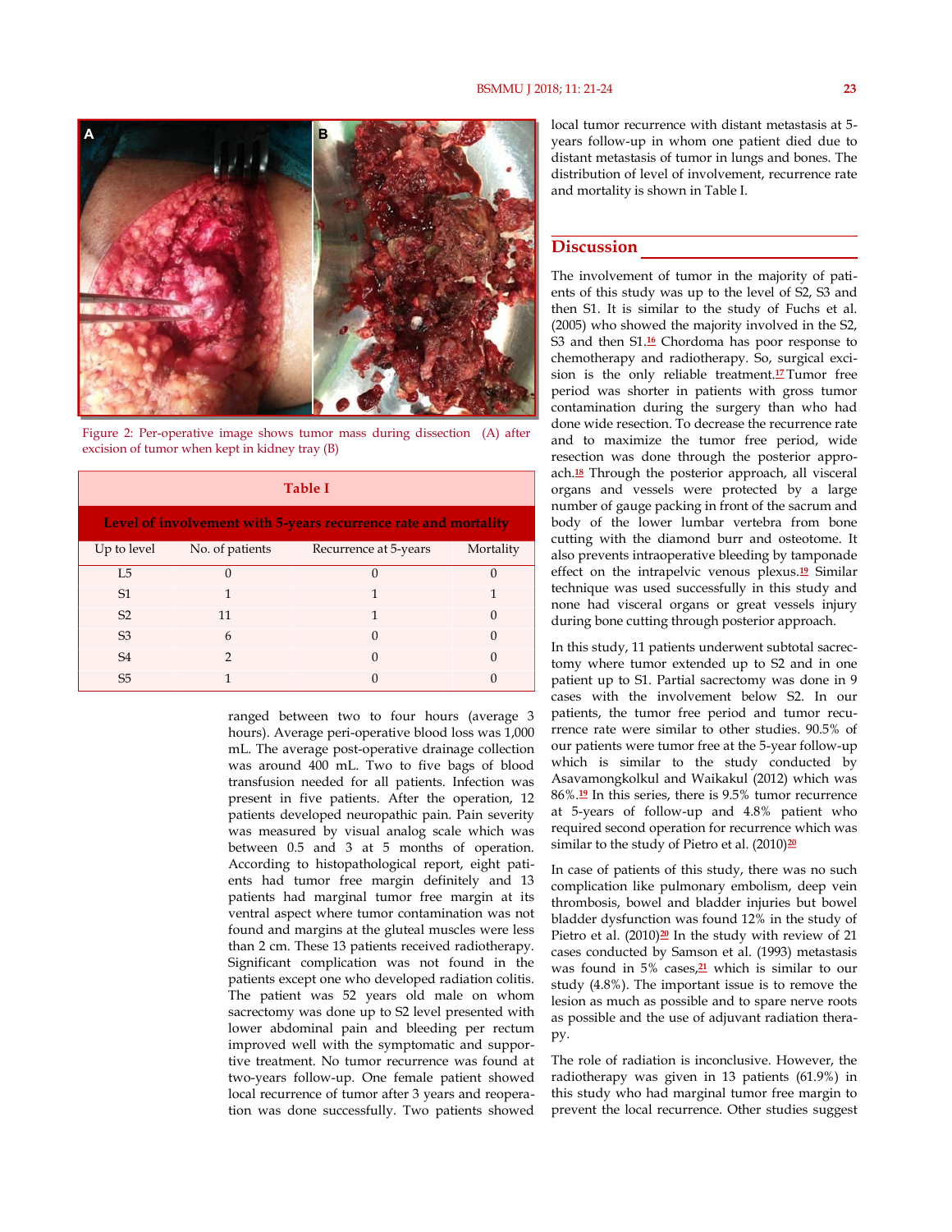Figure 2: Per-operative image shows tumor mass during dissection (A) after excision of tumor when kept in kidney tray (B)

**Table I**

**Level of involvement with 5-years recurrence rate and mortality**

| Up to level | No. of patients | Recurrence at 5-years | Mortality |
|---|---|---|---|
| L5 | 0 | 0 | 0 |
| S1 | 1 | 1 | 1 |
| S2 | 11 | 1 | 0 |
| S3 | 6 | 0 | 0 |
| S4 | 2 | 0 | 0 |
| S5 | 1 | 0 | 0 |

ranged between two to four hours (average 3 hours). Average peri-operative blood loss was 1,000 mL. The average post-operative drainage collection was around 400 mL. Two to five bags of blood transfusion needed for all patients. Infection was present in five patients. After the operation, 12 patients developed neuropathic pain. Pain severity was measured by visual analog scale which was between 0.5 and 3 at 5 months of operation. According to histopathological report, eight patients had tumor free margin definitely and 13 patients had marginal tumor free margin at its ventral aspect where tumor contamination was not found and margins at the gluteal muscles were less than 2 cm. These 13 patients received radiotherapy. Significant complication was not found in the patients except one who developed radiation colitis. The patient was 52 years old male on whom sacrectomy was done up to S2 level presented with lower abdominal pain and bleeding per rectum improved well with the symptomatic and supportive treatment. No tumor recurrence was found at two-years follow-up. One female patient showed local recurrence of tumor after 3 years and reoperation was done successfully. Two patients showed local tumor recurrence with distant metastasis at 5-years follow-up in whom one patient died due to distant metastasis of tumor in lungs and bones. The distribution of level of involvement, recurrence rate and mortality is shown in Table I.

## Discussion

The involvement of tumor in the majority of patients of this study was up to the level of S2, S3 and then S1. It is similar to the study of Fuchs et al. (2005) who showed the majority involved in the S2, S3 and then S1.[16] Chordoma has poor response to chemotherapy and radiotherapy. So, surgical excision is the only reliable treatment.[17] Tumor free period was shorter in patients with gross tumor contamination during the surgery than who had done wide resection. To decrease the recurrence rate and to maximize the tumor free period, wide resection was done through the posterior approach.[18] Through the posterior approach, all visceral organs and vessels were protected by a large number of gauge packing in front of the sacrum and body of the lower lumbar vertebra from bone cutting with the diamond burr and osteotome. It also prevents intraoperative bleeding by tamponade effect on the intrapelvic venous plexus.[19] Similar technique was used successfully in this study and none had visceral organs or great vessels injury during bone cutting through posterior approach.

In this study, 11 patients underwent subtotal sacrectomy where tumor extended up to S2 and in one patient up to S1. Partial sacrectomy was done in 9 cases with the involvement below S2. In our patients, the tumor free period and tumor recurrence rate were similar to other studies. 90.5% of our patients were tumor free at the 5-year follow-up which is similar to the study conducted by Asavamongkolkul and Waikakul (2012) which was 86%.[19] In this series, there is 9.5% tumor recurrence at 5-years of follow-up and 4.8% patient who required second operation for recurrence which was similar to the study of Pietro et al. (2010)[20]

In case of patients of this study, there was no such complication like pulmonary embolism, deep vein thrombosis, bowel and bladder injuries but bowel bladder dysfunction was found 12% in the study of Pietro et al. (2010)[20] In the study with review of 21 cases conducted by Samson et al. (1993) metastasis was found in 5% cases,[21] which is similar to our study (4.8%). The important issue is to remove the lesion as much as possible and to spare nerve roots as possible and the use of adjuvant radiation therapy.

The role of radiation is inconclusive. However, the radiotherapy was given in 13 patients (61.9%) in this study who had marginal tumor free margin to prevent the local recurrence. Other studies suggest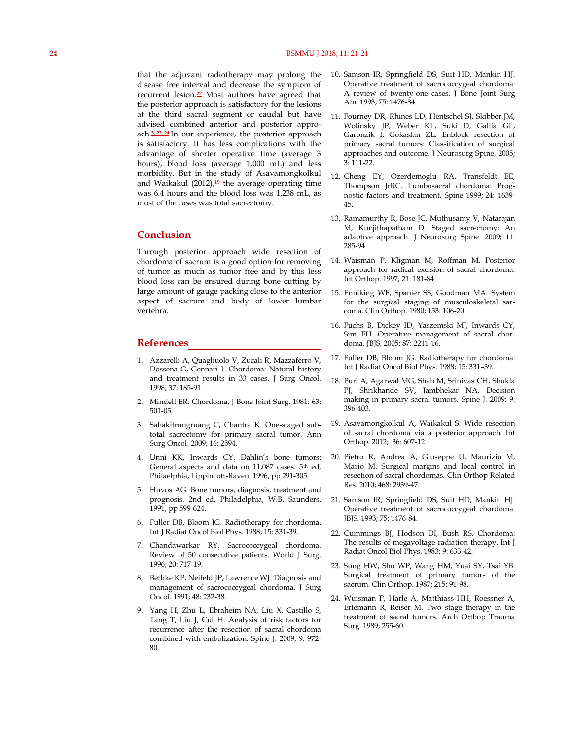that the adjuvant radiotherapy may prolong the disease free interval and decrease the symptom of recurrent lesion.[22] Most authors have agreed that the posterior approach is satisfactory for the lesions at the third sacral segment or caudal but have advised combined anterior and posterior approach.[5, 23, 24] In our experience, the posterior approach is satisfactory. It has less complications with the advantage of shorter operative time (average 3 hours), blood loss (average 1,000 mL) and less morbidity. But in the study of Asavamongkolkul and Waikakul (2012),[19] the average operating time was 6.4 hours and the blood loss was 1,238 mL, as most of the cases was total sacrectomy.

## Conclusion

Through posterior approach wide resection of chordoma of sacrum is a good option for removing of tumor as much as tumor free and by this less blood loss can be ensured during bone cutting by large amount of gauge packing close to the anterior aspect of sacrum and body of lower lumbar vertebra.

## References

1. Azzarelli A, Quagliuolo V, Zucali R, Mazzaferro V, Dossena G, Gennari L Chordoma: Natural history and treatment results in 33 cases. J Surg Oncol. 1998; 37: 185-91.
2. Mindell ER. Chordoma. J Bone Joint Surg. 1981; 63: 501-05.
3. Sahakitrungruang C, Chantra K. One-staged subtotal sacrectomy for primary sacral tumor. Ann Surg Oncol. 2009; 16: 2594.
4. Unni KK, Inwards CY. Dahlin's bone tumors: General aspects and data on 11,087 cases. 5th ed. Philaelphia, Lippincott-Raven, 1996, pp 291-305.
5. Huvos AG. Bone tumors, diagnosis, treatment and prognosis. 2nd ed. Philadelphia, W.B. Saunders. 1991, pp 599-624.
6. Fuller DB, Bloom JG. Radiotherapy for chordoma. Int J Radiat Oncol Biol Phys. 1988; 15: 331-39.
7. Chandawarkar RY. Sacrococcygeal chordoma. Review of 50 consecutive patients. World J Surg. 1996; 20: 717-19.
8. Bethke KP, Neifeld JP, Lawrence WJ. Diagnosis and management of sacrococcygeal chordoma. J Surg Oncol. 1991; 48: 232-38.
9. Yang H, Zhu L, Ebraheim NA, Liu X, Castillo S, Tang T, Liu J, Cui H. Analysis of risk factors for recurrence after the resection of sacral chordoma combined with embolization. Spine J. 2009; 9: 972-80.
10. Samson IR, Springfield DS, Suit HD, Mankin HJ. Operative treatment of sacrococcygeal chordoma: A review of twenty-one cases. J Bone Joint Surg Am. 1993; 75: 1476-84.
11. Fourney DR, Rhines LD, Hentschel SJ, Skibber JM, Wolinsky JP, Weber KL, Suki D, Gallia GL, Garonzik I, Gokaslan ZL. Enblock resection of primary sacral tumors: Classification of surgical approaches and outcome. J Neurosurg Spine. 2005; 3: 111-22.
12. Cheng EY, Ozerdemoglu RA, Transfeldt EE, Thompson JrRC. Lumbosacral chordoma. Prognostic factors and treatment. Spine 1999; 24: 1639-45.
13. Ramamurthy R, Bose JC, Muthusamy V, Natarajan M, Kunjithapatham D. Staged sacrectomy: An adaptive approach. J Neurosurg Spine. 2009; 11: 285-94.
14. Waisman P, Kligman M, Roffman M. Posterior approach for radical excision of sacral chordoma. Int Orthop. 1997; 21: 181-84.
15. Enniking WF, Spanier SS, Goodman MA. System for the surgical staging of musculoskeletal sarcoma. Clin Orthop. 1980; 153: 106-20.
16. Fuchs B, Dickey ID, Yaszemski MJ, Inwards CY, Sim FH. Operative management of sacral chordoma. JBJS. 2005; 87: 2211-16.
17. Fuller DB, Bloom JG. Radiotherapy for chordoma. Int J Radiat Oncol Biol Phys. 1988; 15: 331–39.
18. Puri A, Agarwal MG, Shah M, Srinivas CH, Shukla PJ, Shrikhande SV, Jambhekar NA. Decision making in primary sacral tumors. Spine J. 2009; 9: 396-403.
19. Asavamongkolkul A, Waikakul S. Wide resection of sacral chordoma via a posterior approach. Int Orthop. 2012; 36: 607-12.
20. Pietro R, Andrea A, Giuseppe U, Maurizio M, Mario M. Surgical margins and local control in resection of sacral chordomas. Clin Orthop Related Res. 2010; 468: 2939-47.
21. Samson IR, Springfield DS, Suit HD, Mankin HJ. Operative treatment of sacrococcygeal chordoma. JBJS. 1993; 75: 1476-84.
22. Cummings BJ, Hodson DI, Bush RS. Chordoma: The results of megavoltage radiation therapy. Int J Radiat Oncol Biol Phys. 1983; 9: 633-42.
23. Sung HW, Shu WP, Wang HM, Yuai SY, Tsai YB. Surgical treatment of primary tumors of the sacrum. Clin Orthop. 1987; 215: 91-98.
24. Wuisman P, Harle A, Matthiass HH, Roessner A, Erlemann R, Reiser M. Two stage therapy in the treatment of sacral tumors. Arch Orthop Trauma Surg. 1989; 255-60.